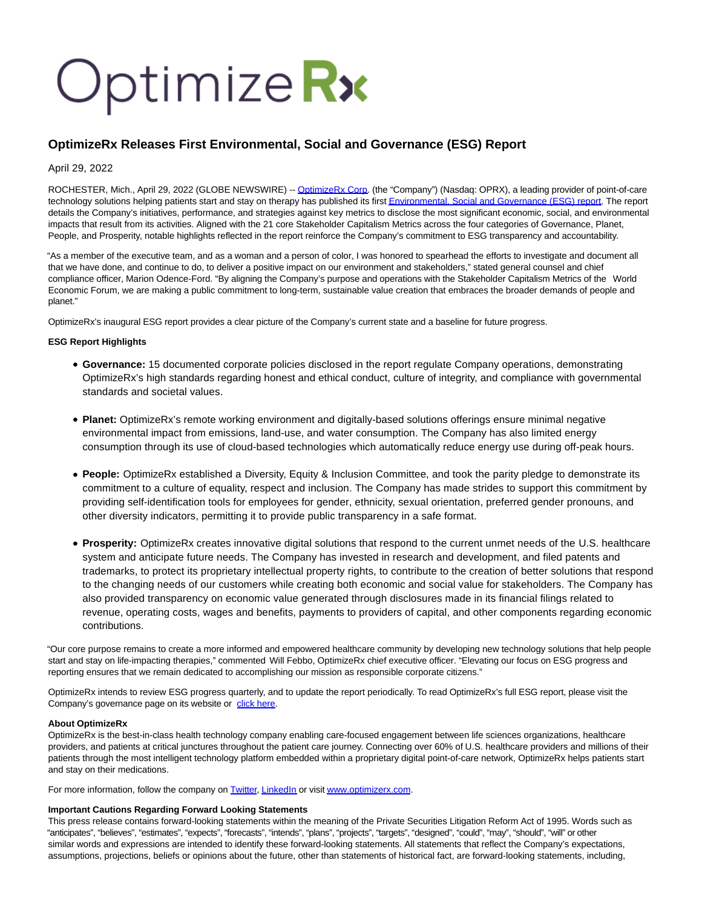# OptimizeRx Releases First Environmental, Social and Governance (ESG) Report

April 29, 2022

ROCHESTER, Mich., April 29, 2022 (GLOBE NEWSWIRE) -- OptimizeRx Corp. (the "Company") (Nasdaq: OPRX), a leading provider of point-of-care technology solutions helping patients start and stay on therapy has published its first Environmental, Social and Governance (ESG) report. The report details the Company's initiatives, performance, and strategies against key metrics to disclose the most significant economic, social, and environmental impacts that result from its activities. Aligned with the 21 core Stakeholder Capitalism Metrics across the four categories of Governance, Planet, People, and Prosperity, notable highlights reflected in the report reinforce the Company's commitment to ESG transparency and accountability.

"As a member of the executive team, and as a woman and a person of color, I was honored to spearhead the efforts to investigate and document all that we have done, and continue to do, to deliver a positive impact on our environment and stakeholders," stated general counsel and chief compliance officer, Marion Odence-Ford. "By aligning the Company's purpose and operations with the Stakeholder Capitalism Metrics of the World Economic Forum, we are making a public commitment to long-term, sustainable value creation that embraces the broader demands of people and planet."

OptimizeRx's inaugural ESG report provides a clear picture of the Company's current state and a baseline for future progress.

**ESG Report Highlights**

- **Governance:** 15 documented corporate policies disclosed in the report regulate Company operations, demonstrating OptimizeRx's high standards regarding honest and ethical conduct, culture of integrity, and compliance with governmental standards and societal values.
- **Planet:** OptimizeRx's remote working environment and digitally-based solutions offerings ensure minimal negative environmental impact from emissions, land-use, and water consumption. The Company has also limited energy consumption through its use of cloud-based technologies which automatically reduce energy use during off-peak hours.
- **People:** OptimizeRx established a Diversity, Equity & Inclusion Committee, and took the parity pledge to demonstrate its commitment to a culture of equality, respect and inclusion. The Company has made strides to support this commitment by providing self-identification tools for employees for gender, ethnicity, sexual orientation, preferred gender pronouns, and other diversity indicators, permitting it to provide public transparency in a safe format.
- **Prosperity:** OptimizeRx creates innovative digital solutions that respond to the current unmet needs of the U.S. healthcare system and anticipate future needs. The Company has invested in research and development, and filed patents and trademarks, to protect its proprietary intellectual property rights, to contribute to the creation of better solutions that respond to the changing needs of our customers while creating both economic and social value for stakeholders. The Company has also provided transparency on economic value generated through disclosures made in its financial filings related to revenue, operating costs, wages and benefits, payments to providers of capital, and other components regarding economic contributions.

"Our core purpose remains to create a more informed and empowered healthcare community by developing new technology solutions that help people start and stay on life-impacting therapies," commented Will Febbo, OptimizeRx chief executive officer. "Elevating our focus on ESG progress and reporting ensures that we remain dedicated to accomplishing our mission as responsible corporate citizens."

OptimizeRx intends to review ESG progress quarterly, and to update the report periodically. To read OptimizeRx's full ESG report, please visit the Company's governance page on its website or click here.

**About OptimizeRx**

OptimizeRx is the best-in-class health technology company enabling care-focused engagement between life sciences organizations, healthcare providers, and patients at critical junctures throughout the patient care journey. Connecting over 60% of U.S. healthcare providers and millions of their patients through the most intelligent technology platform embedded within a proprietary digital point-of-care network, OptimizeRx helps patients start and stay on their medications.

For more information, follow the company on Twitter, LinkedIn or visit www.optimizerx.com.

**Important Cautions Regarding Forward Looking Statements**

This press release contains forward-looking statements within the meaning of the Private Securities Litigation Reform Act of 1995. Words such as "anticipates", "believes", "estimates", "expects", "forecasts", "intends", "plans", "projects", "targets", "designed", "could", "may", "should", "will" or other similar words and expressions are intended to identify these forward-looking statements. All statements that reflect the Company's expectations, assumptions, projections, beliefs or opinions about the future, other than statements of historical fact, are forward-looking statements, including,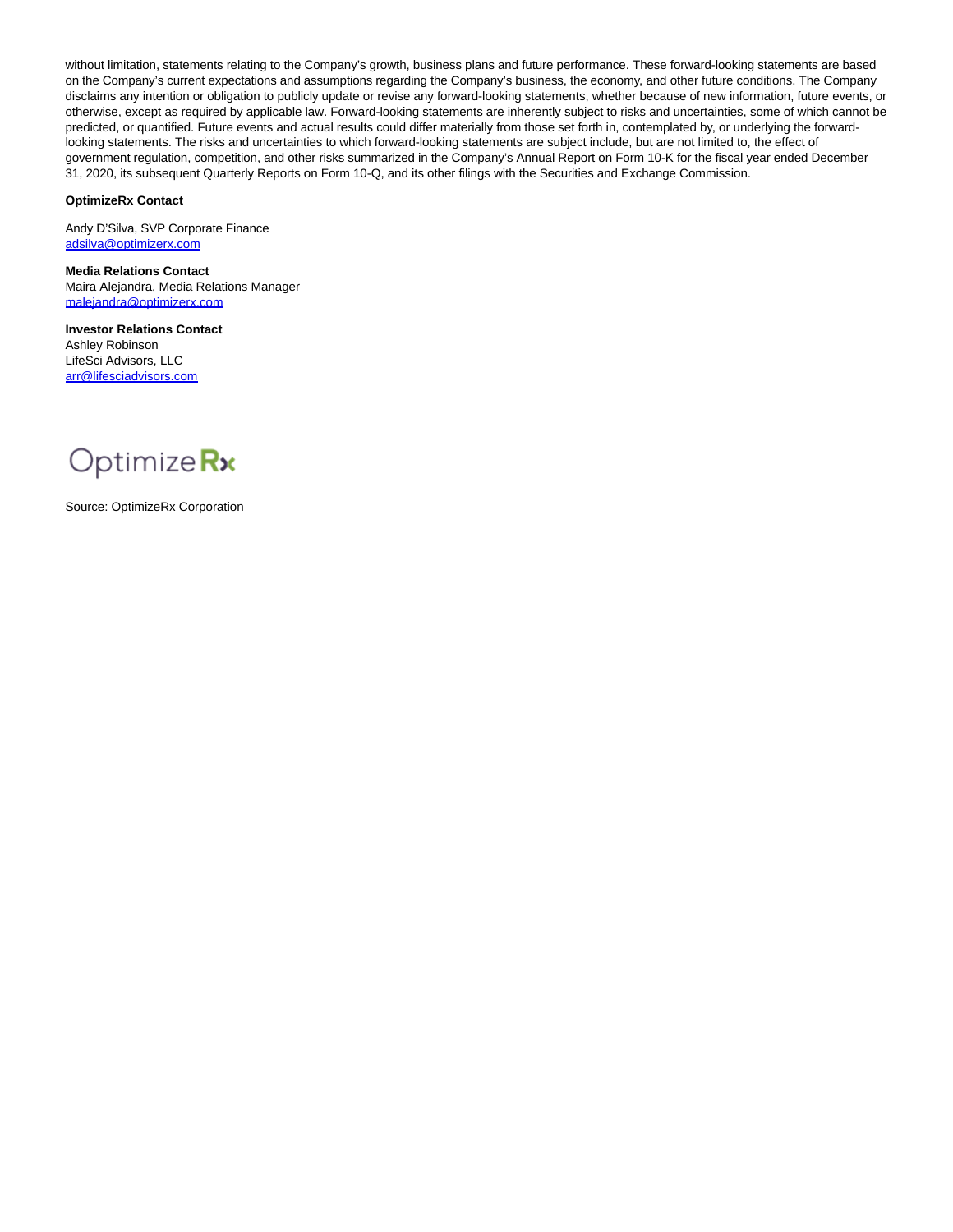without limitation, statements relating to the Company's growth, business plans and future performance. These forward-looking statements are based on the Company's current expectations and assumptions regarding the Company's business, the economy, and other future conditions. The Company disclaims any intention or obligation to publicly update or revise any forward-looking statements, whether because of new information, future events, or otherwise, except as required by applicable law. Forward-looking statements are inherently subject to risks and uncertainties, some of which cannot be predicted, or quantified. Future events and actual results could differ materially from those set forth in, contemplated by, or underlying the forward-looking statements. The risks and uncertainties to which forward-looking statements are subject include, but are not limited to, the effect of government regulation, competition, and other risks summarized in the Company's Annual Report on Form 10-K for the fiscal year ended December 31, 2020, its subsequent Quarterly Reports on Form 10-Q, and its other filings with the Securities and Exchange Commission.

**OptimizeRx Contact**

Andy D'Silva, SVP Corporate Finance
adsilva@optimizerx.com

**Media Relations Contact**
Maira Alejandra, Media Relations Manager
malejandra@optimizerx.com

**Investor Relations Contact**
Ashley Robinson
LifeSci Advisors, LLC
arr@lifesciadvisors.com

OptimizeRx

Source: OptimizeRx Corporation